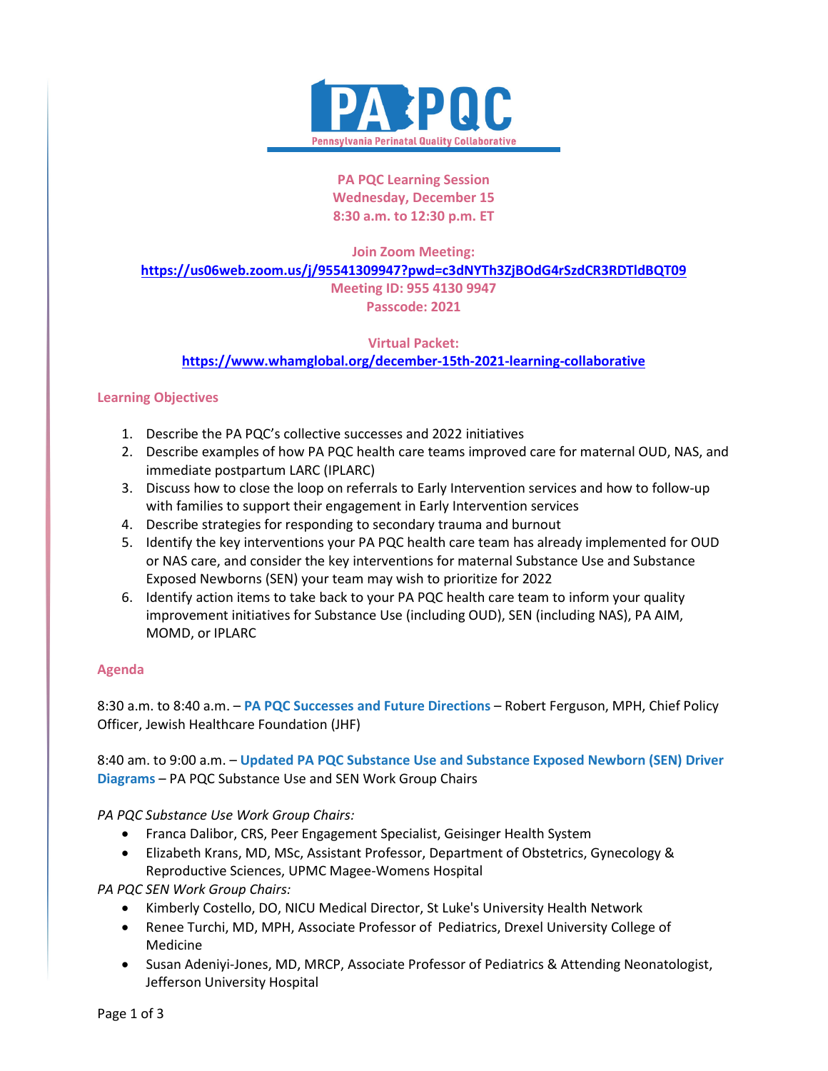# PA PQC

Pennsylvania Perinatal Quality Collaborative

**PA PQC Learning Session**
**Wednesday, December 15**
**8:30 a.m. to 12:30 p.m. ET**

**Join Zoom Meeting:**
**https://us06web.zoom.us/j/95541309947?pwd=c3dNYTh3ZjBOdG4rSzdCR3RDTldBQT09**
**Meeting ID: 955 4130 9947**
**Passcode: 2021**

**Virtual Packet:**
**https://www.whamglobal.org/december-15th-2021-learning-collaborative**

## Learning Objectives

1. Describe the PA PQC's collective successes and 2022 initiatives
2. Describe examples of how PA PQC health care teams improved care for maternal OUD, NAS, and immediate postpartum LARC (IPLARC)
3. Discuss how to close the loop on referrals to Early Intervention services and how to follow-up with families to support their engagement in Early Intervention services
4. Describe strategies for responding to secondary trauma and burnout
5. Identify the key interventions your PA PQC health care team has already implemented for OUD or NAS care, and consider the key interventions for maternal Substance Use and Substance Exposed Newborns (SEN) your team may wish to prioritize for 2022
6. Identify action items to take back to your PA PQC health care team to inform your quality improvement initiatives for Substance Use (including OUD), SEN (including NAS), PA AIM, MOMD, or IPLARC

## Agenda

8:30 a.m. to 8:40 a.m. – **PA PQC Successes and Future Directions** – Robert Ferguson, MPH, Chief Policy Officer, Jewish Healthcare Foundation (JHF)

8:40 am. to 9:00 a.m. – **Updated PA PQC Substance Use and Substance Exposed Newborn (SEN) Driver Diagrams** – PA PQC Substance Use and SEN Work Group Chairs

*PA PQC Substance Use Work Group Chairs:*

- Franca Dalibor, CRS, Peer Engagement Specialist, Geisinger Health System
- Elizabeth Krans, MD, MSc, Assistant Professor, Department of Obstetrics, Gynecology & Reproductive Sciences, UPMC Magee-Womens Hospital

*PA PQC SEN Work Group Chairs:*

- Kimberly Costello, DO, NICU Medical Director, St Luke's University Health Network
- Renee Turchi, MD, MPH, Associate Professor of Pediatrics, Drexel University College of Medicine
- Susan Adeniyi-Jones, MD, MRCP, Associate Professor of Pediatrics & Attending Neonatologist, Jefferson University Hospital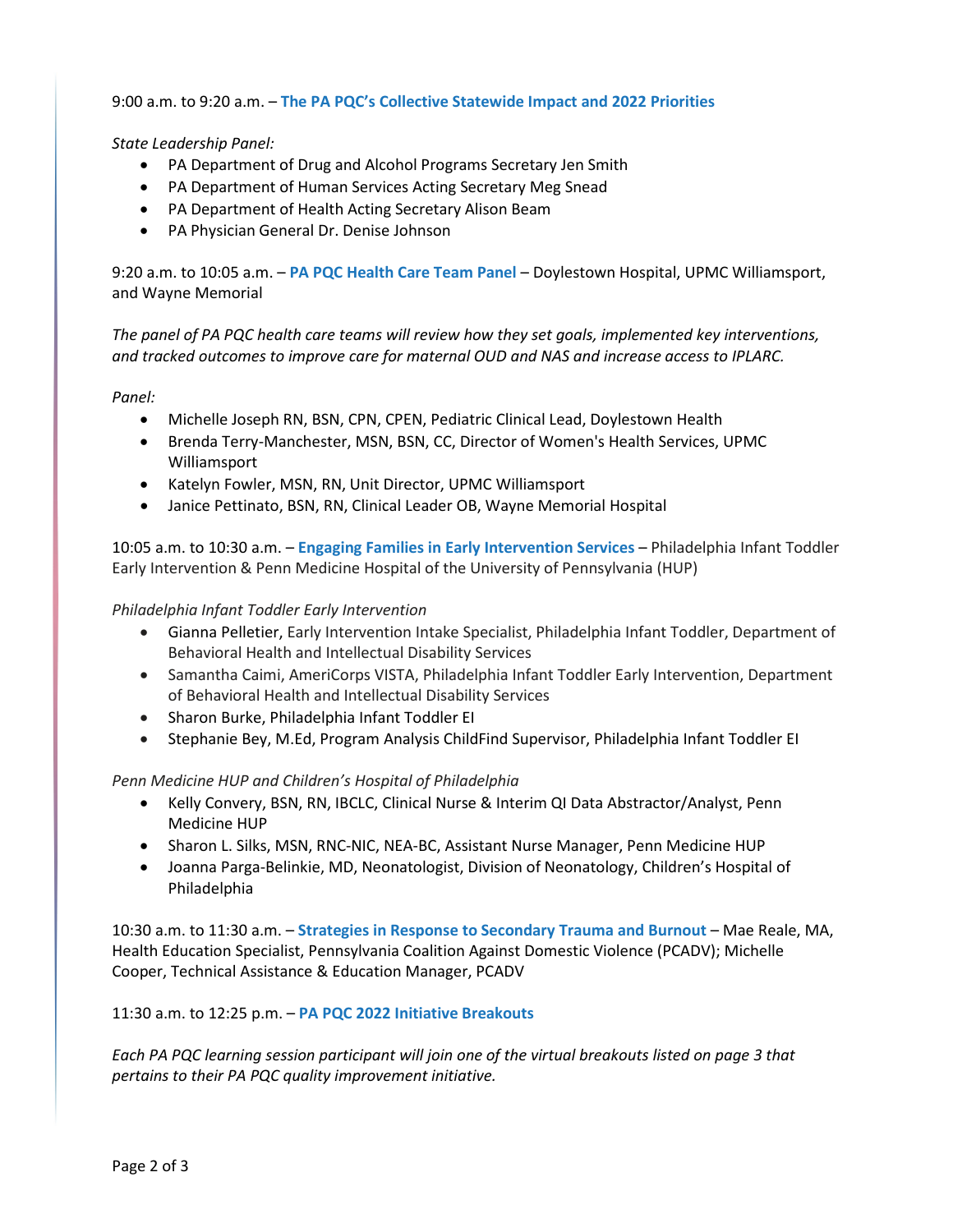9:00 a.m. to 9:20 a.m. – **The PA PQC's Collective Statewide Impact and 2022 Priorities**

*State Leadership Panel:*

- PA Department of Drug and Alcohol Programs Secretary Jen Smith
- PA Department of Human Services Acting Secretary Meg Snead
- PA Department of Health Acting Secretary Alison Beam
- PA Physician General Dr. Denise Johnson

9:20 a.m. to 10:05 a.m. – **PA PQC Health Care Team Panel** – Doylestown Hospital, UPMC Williamsport, and Wayne Memorial

*The panel of PA PQC health care teams will review how they set goals, implemented key interventions, and tracked outcomes to improve care for maternal OUD and NAS and increase access to IPLARC.*

*Panel:*

- Michelle Joseph RN, BSN, CPN, CPEN, Pediatric Clinical Lead, Doylestown Health
- Brenda Terry-Manchester, MSN, BSN, CC, Director of Women's Health Services, UPMC Williamsport
- Katelyn Fowler, MSN, RN, Unit Director, UPMC Williamsport
- Janice Pettinato, BSN, RN, Clinical Leader OB, Wayne Memorial Hospital

10:05 a.m. to 10:30 a.m. – **Engaging Families in Early Intervention Services** – Philadelphia Infant Toddler Early Intervention & Penn Medicine Hospital of the University of Pennsylvania (HUP)

*Philadelphia Infant Toddler Early Intervention*

- Gianna Pelletier, Early Intervention Intake Specialist, Philadelphia Infant Toddler, Department of Behavioral Health and Intellectual Disability Services
- Samantha Caimi, AmeriCorps VISTA, Philadelphia Infant Toddler Early Intervention, Department of Behavioral Health and Intellectual Disability Services
- Sharon Burke, Philadelphia Infant Toddler EI
- Stephanie Bey, M.Ed, Program Analysis ChildFind Supervisor, Philadelphia Infant Toddler EI

*Penn Medicine HUP and Children's Hospital of Philadelphia*

- Kelly Convery, BSN, RN, IBCLC, Clinical Nurse & Interim QI Data Abstractor/Analyst, Penn Medicine HUP
- Sharon L. Silks, MSN, RNC-NIC, NEA-BC, Assistant Nurse Manager, Penn Medicine HUP
- Joanna Parga-Belinkie, MD, Neonatologist, Division of Neonatology, Children's Hospital of Philadelphia

10:30 a.m. to 11:30 a.m. – **Strategies in Response to Secondary Trauma and Burnout** – Mae Reale, MA, Health Education Specialist, Pennsylvania Coalition Against Domestic Violence (PCADV); Michelle Cooper, Technical Assistance & Education Manager, PCADV

11:30 a.m. to 12:25 p.m. – **PA PQC 2022 Initiative Breakouts**

*Each PA PQC learning session participant will join one of the virtual breakouts listed on page 3 that pertains to their PA PQC quality improvement initiative.*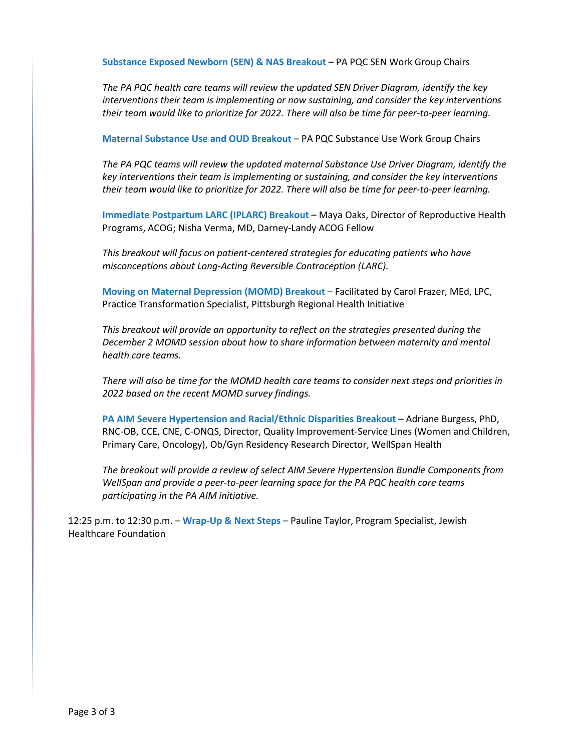**Substance Exposed Newborn (SEN) & NAS Breakout** – PA PQC SEN Work Group Chairs

*The PA PQC health care teams will review the updated SEN Driver Diagram, identify the key interventions their team is implementing or now sustaining, and consider the key interventions their team would like to prioritize for 2022. There will also be time for peer-to-peer learning.*

**Maternal Substance Use and OUD Breakout** – PA PQC Substance Use Work Group Chairs

*The PA PQC teams will review the updated maternal Substance Use Driver Diagram, identify the key interventions their team is implementing or sustaining, and consider the key interventions their team would like to prioritize for 2022. There will also be time for peer-to-peer learning.*

**Immediate Postpartum LARC (IPLARC) Breakout** – Maya Oaks, Director of Reproductive Health Programs, ACOG; Nisha Verma, MD, Darney-Landy ACOG Fellow

*This breakout will focus on patient-centered strategies for educating patients who have misconceptions about Long-Acting Reversible Contraception (LARC).*

**Moving on Maternal Depression (MOMD) Breakout** – Facilitated by Carol Frazer, MEd, LPC, Practice Transformation Specialist, Pittsburgh Regional Health Initiative

*This breakout will provide an opportunity to reflect on the strategies presented during the December 2 MOMD session about how to share information between maternity and mental health care teams.*

*There will also be time for the MOMD health care teams to consider next steps and priorities in 2022 based on the recent MOMD survey findings.*

**PA AIM Severe Hypertension and Racial/Ethnic Disparities Breakout** – Adriane Burgess, PhD, RNC-OB, CCE, CNE, C-ONQS, Director, Quality Improvement-Service Lines (Women and Children, Primary Care, Oncology), Ob/Gyn Residency Research Director, WellSpan Health

*The breakout will provide a review of select AIM Severe Hypertension Bundle Components from WellSpan and provide a peer-to-peer learning space for the PA PQC health care teams participating in the PA AIM initiative.*

12:25 p.m. to 12:30 p.m. – **Wrap-Up & Next Steps** – Pauline Taylor, Program Specialist, Jewish Healthcare Foundation